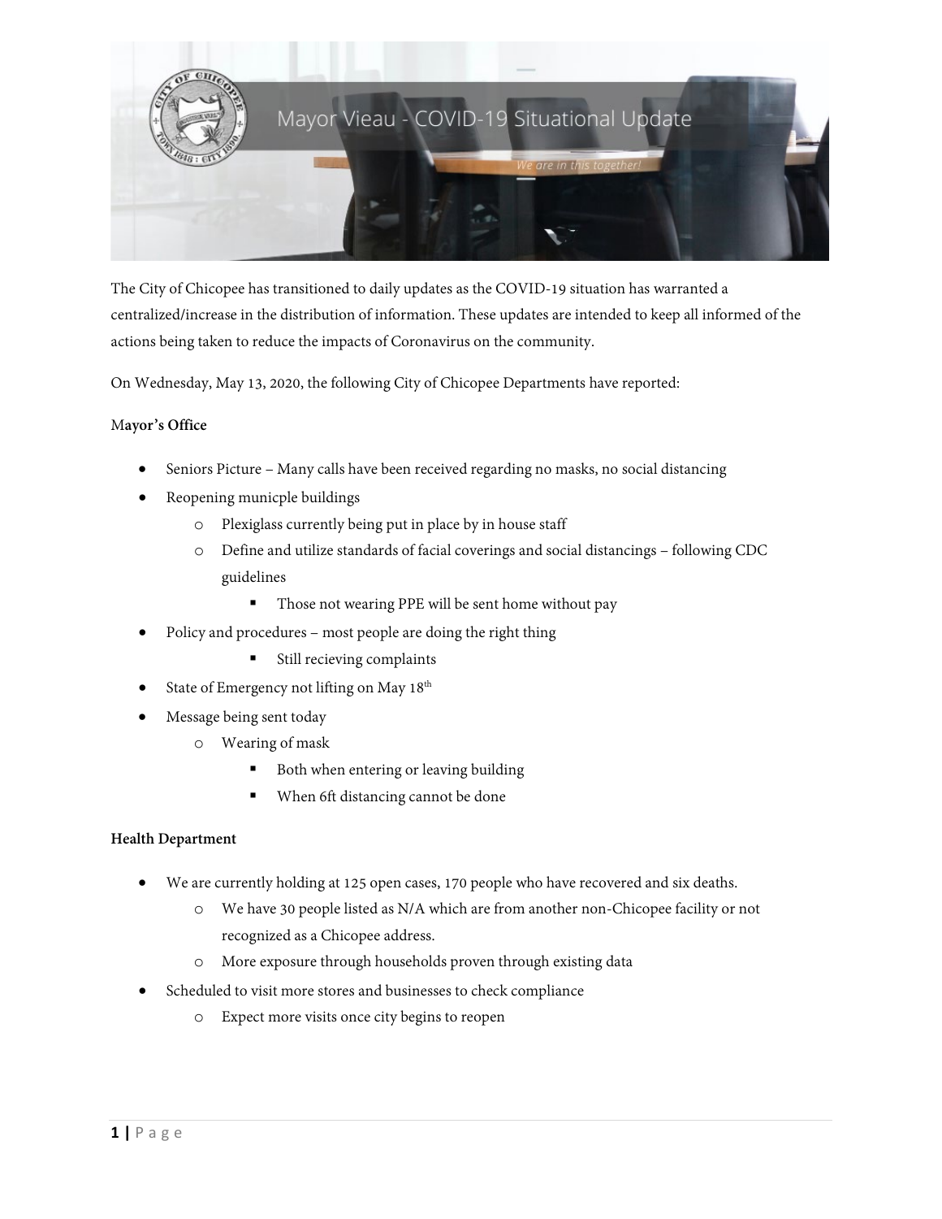# Mayor Vieau - COVID-19 Situational Update

*We are in this together!*

The City of Chicopee has transitioned to daily updates as the COVID-19 situation has warranted a centralized/increase in the distribution of information. These updates are intended to keep all informed of the actions being taken to reduce the impacts of Coronavirus on the community.

On Wednesday, May 13, 2020, the following City of Chicopee Departments have reported:

**Mayor's Office**

- Seniors Picture – Many calls have been received regarding no masks, no social distancing
- Reopening municple buildings
  - Plexiglass currently being put in place by in house staff
  - Define and utilize standards of facial coverings and social distancings – following CDC guidelines
    - Those not wearing PPE will be sent home without pay
- Policy and procedures – most people are doing the right thing
    - Still recieving complaints
- State of Emergency not lifting on May 18th
- Message being sent today
  - Wearing of mask
    - Both when entering or leaving building
    - When 6ft distancing cannot be done

**Health Department**

- We are currently holding at 125 open cases, 170 people who have recovered and six deaths.
  - We have 30 people listed as N/A which are from another non-Chicopee facility or not recognized as a Chicopee address.
  - More exposure through households proven through existing data
- Scheduled to visit more stores and businesses to check compliance
  - Expect more visits once city begins to reopen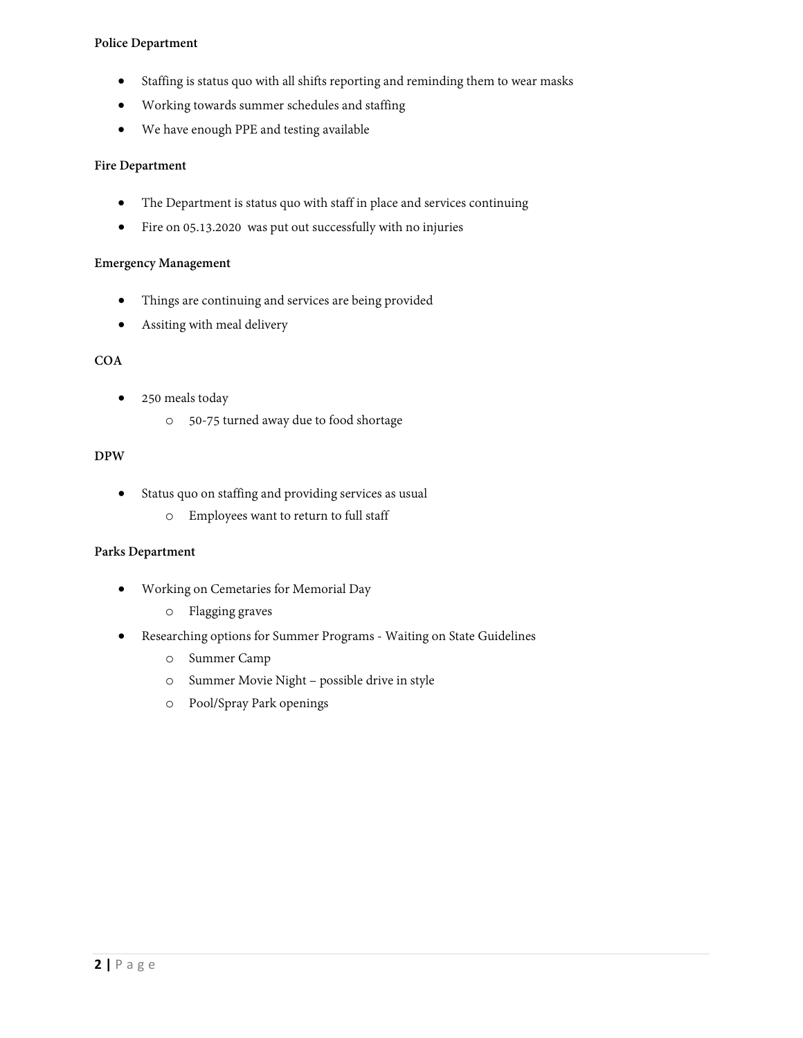**Police Department**

- Staffing is status quo with all shifts reporting and reminding them to wear masks
- Working towards summer schedules and staffing
- We have enough PPE and testing available

**Fire Department**

- The Department is status quo with staff in place and services continuing
- Fire on 05.13.2020 was put out successfully with no injuries

**Emergency Management**

- Things are continuing and services are being provided
- Assiting with meal delivery

**COA**

- 250 meals today
    - 50-75 turned away due to food shortage

**DPW**

- Status quo on staffing and providing services as usual
    - Employees want to return to full staff

**Parks Department**

- Working on Cemetaries for Memorial Day
    - Flagging graves
- Researching options for Summer Programs - Waiting on State Guidelines
    - Summer Camp
    - Summer Movie Night – possible drive in style
    - Pool/Spray Park openings